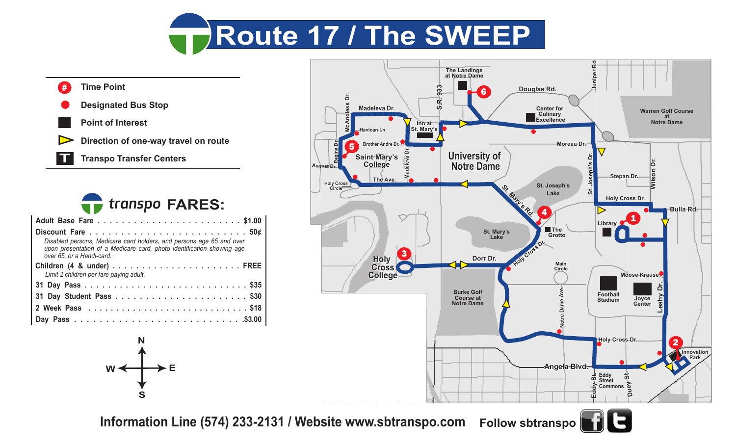# Route 17 / The SWEEP

- Time Point
- Designated Bus Stop
- Point of Interest
- Direction of one-way travel on route
- Transpo Transfer Centers

## transpo FARES:

| Fare | Price |
|---|---|
| Adult Base Fare | $1.00 |
| Discount Fare<br>*Disabled persons, Medicare card holders, and persons age 65 and over upon presentation of a Medicare card, photo identification showing age over 65, or a Handi-card.* | 50¢ |
| Children (4 & under)<br>*Limit 2 children per fare paying adult.* | FREE |
| 31 Day Pass | $35 |
| 31 Day Student Pass | $30 |
| 2 Week Pass | $18 |
| Day Pass | $3.00 |

Information Line (574) 233-2131 / Website www.sbtranspo.com     Follow sbtranspo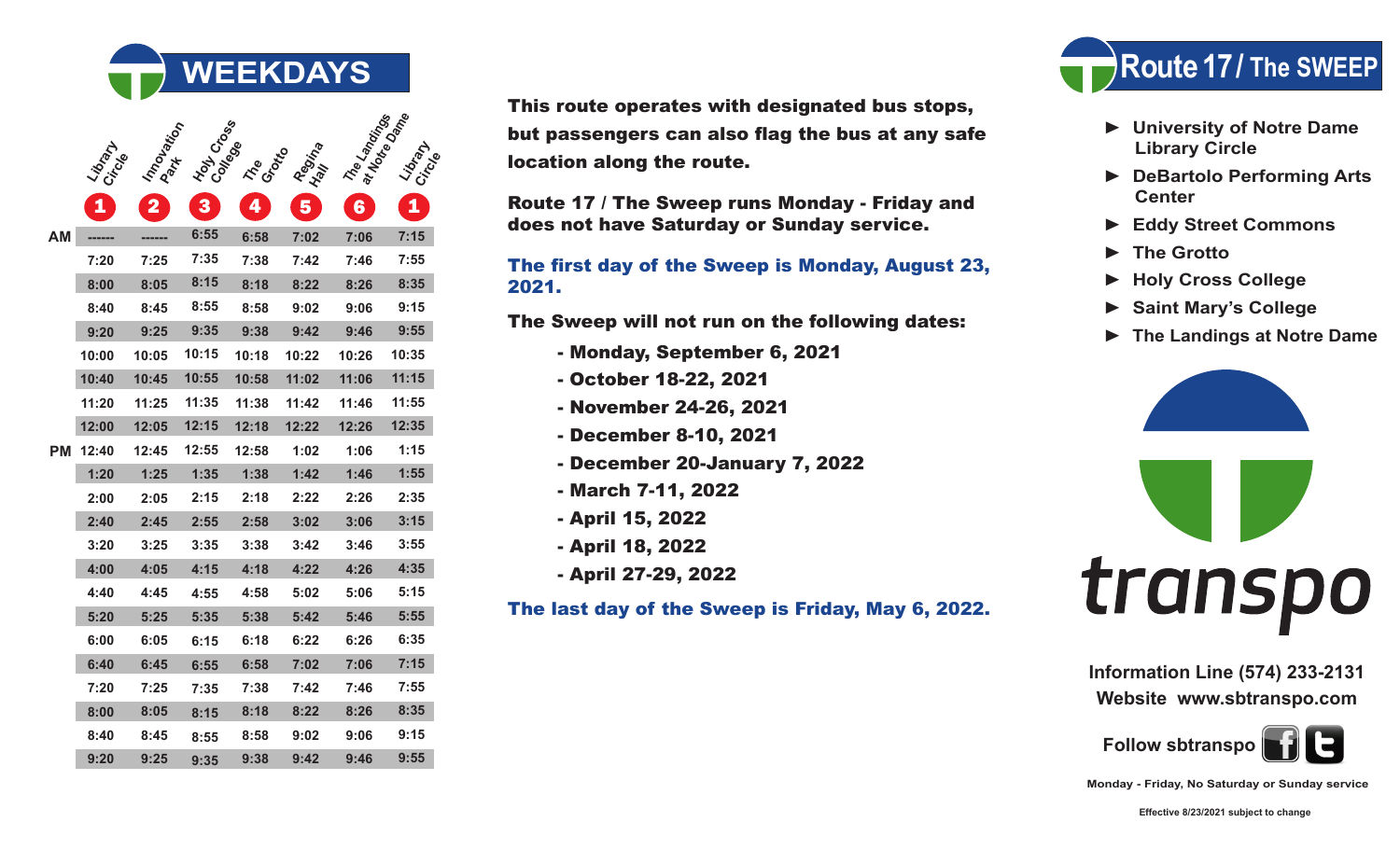# WEEKDAYS

| | Library Circle | Innovation Park | Holy Cross College | The Grotto | Regina Hall | The Landings at Notre Dame | Library Circle |
|---|---|---|---|---|---|---|---|
| | 1 | 2 | 3 | 4 | 5 | 6 | 1 |
| AM | ------ | ------ | 6:55 | 6:58 | 7:02 | 7:06 | 7:15 |
| | 7:20 | 7:25 | 7:35 | 7:38 | 7:42 | 7:46 | 7:55 |
| | 8:00 | 8:05 | 8:15 | 8:18 | 8:22 | 8:26 | 8:35 |
| | 8:40 | 8:45 | 8:55 | 8:58 | 9:02 | 9:06 | 9:15 |
| | 9:20 | 9:25 | 9:35 | 9:38 | 9:42 | 9:46 | 9:55 |
| | 10:00 | 10:05 | 10:15 | 10:18 | 10:22 | 10:26 | 10:35 |
| | 10:40 | 10:45 | 10:55 | 10:58 | 11:02 | 11:06 | 11:15 |
| | 11:20 | 11:25 | 11:35 | 11:38 | 11:42 | 11:46 | 11:55 |
| | 12:00 | 12:05 | 12:15 | 12:18 | 12:22 | 12:26 | 12:35 |
| PM | 12:40 | 12:45 | 12:55 | 12:58 | 1:02 | 1:06 | 1:15 |
| | 1:20 | 1:25 | 1:35 | 1:38 | 1:42 | 1:46 | 1:55 |
| | 2:00 | 2:05 | 2:15 | 2:18 | 2:22 | 2:26 | 2:35 |
| | 2:40 | 2:45 | 2:55 | 2:58 | 3:02 | 3:06 | 3:15 |
| | 3:20 | 3:25 | 3:35 | 3:38 | 3:42 | 3:46 | 3:55 |
| | 4:00 | 4:05 | 4:15 | 4:18 | 4:22 | 4:26 | 4:35 |
| | 4:40 | 4:45 | 4:55 | 4:58 | 5:02 | 5:06 | 5:15 |
| | 5:20 | 5:25 | 5:35 | 5:38 | 5:42 | 5:46 | 5:55 |
| | 6:00 | 6:05 | 6:15 | 6:18 | 6:22 | 6:26 | 6:35 |
| | 6:40 | 6:45 | 6:55 | 6:58 | 7:02 | 7:06 | 7:15 |
| | 7:20 | 7:25 | 7:35 | 7:38 | 7:42 | 7:46 | 7:55 |
| | 8:00 | 8:05 | 8:15 | 8:18 | 8:22 | 8:26 | 8:35 |
| | 8:40 | 8:45 | 8:55 | 8:58 | 9:02 | 9:06 | 9:15 |
| | 9:20 | 9:25 | 9:35 | 9:38 | 9:42 | 9:46 | 9:55 |

**This route operates with designated bus stops, but passengers can also flag the bus at any safe location along the route.**

**Route 17 / The Sweep runs Monday - Friday and does not have Saturday or Sunday service.**

**The first day of the Sweep is Monday, August 23, 2021.**

**The Sweep will not run on the following dates:**

- Monday, September 6, 2021
- October 18-22, 2021
- November 24-26, 2021
- December 8-10, 2021
- December 20-January 7, 2022
- March 7-11, 2022
- April 15, 2022
- April 18, 2022
- April 27-29, 2022

**The last day of the Sweep is Friday, May 6, 2022.**

# Route 17 / The SWEEP

- University of Notre Dame Library Circle
- DeBartolo Performing Arts Center
- Eddy Street Commons
- The Grotto
- Holy Cross College
- Saint Mary's College
- The Landings at Notre Dame

transpo

**Information Line (574) 233-2131**
**Website www.sbtranspo.com**

**Follow sbtranspo**

**Monday - Friday, No Saturday or Sunday service**

**Effective 8/23/2021 subject to change**